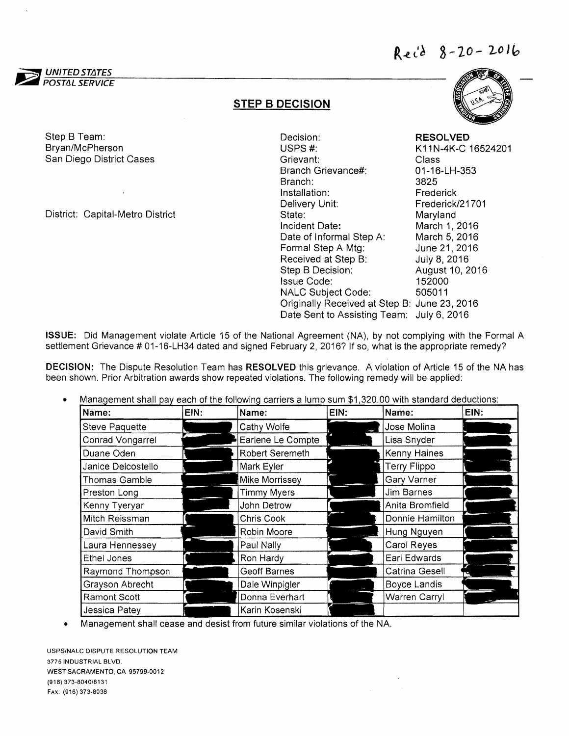Rec'd 8-20-2016

UNITED STATES POSTAL SERVICE

## STEP B DECISION

Step B Team:
Bryan/McPherson
San Diego District Cases

District: Capital-Metro District

| | |
|---|---|
| Decision: | **RESOLVED** |
| USPS #: | K11N-4K-C 16524201 |
| Grievant: | Class |
| Branch Grievance#: | 01-16-LH-353 |
| Branch: | 3825 |
| Installation: | Frederick |
| Delivery Unit: | Frederick/21701 |
| State: | Maryland |
| Incident Date: | March 1, 2016 |
| Date of Informal Step A: | March 5, 2016 |
| Formal Step A Mtg: | June 21, 2016 |
| Received at Step B: | July 8, 2016 |
| Step B Decision: | August 10, 2016 |
| Issue Code: | 152000 |
| NALC Subject Code: | 505011 |
| Originally Received at Step B: | June 23, 2016 |
| Date Sent to Assisting Team: | July 6, 2016 |

**ISSUE:** Did Management violate Article 15 of the National Agreement (NA), by not complying with the Formal A settlement Grievance # 01-16-LH34 dated and signed February 2, 2016? If so, what is the appropriate remedy?

**DECISION:** The Dispute Resolution Team has **RESOLVED** this grievance. A violation of Article 15 of the NA has been shown. Prior Arbitration awards show repeated violations. The following remedy will be applied:

- Management shall pay each of the following carriers a lump sum $1,320.00 with standard deductions:

| Name: | EIN: | Name: | EIN: | Name: | EIN: |
|---|---|---|---|---|---|
| Steve Paquette | | Cathy Wolfe | | Jose Molina | |
| Conrad Vongarrel | | Earlene Le Compte | | Lisa Snyder | |
| Duane Oden | | Robert Seremeth | | Kenny Haines | |
| Janice Delcostello | | Mark Eyler | | Terry Flippo | |
| Thomas Gamble | | Mike Morrissey | | Gary Varner | |
| Preston Long | | Timmy Myers | | Jim Barnes | |
| Kenny Tyeryar | | John Detrow | | Anita Bromfield | |
| Mitch Reissman | | Chris Cook | | Donnie Hamilton | |
| David Smith | | Robin Moore | | Hung Nguyen | |
| Laura Hennessey | | Paul Nally | | Carol Reyes | |
| Ethel Jones | | Ron Hardy | | Earl Edwards | |
| Raymond Thompson | | Geoff Barnes | | Catrina Gesell | |
| Grayson Abrecht | | Dale Winpigler | | Boyce Landis | |
| Ramont Scott | | Donna Everhart | | Warren Carryl | |
| Jessica Patey | | Karin Kosenski | | | |

- Management shall cease and desist from future similar violations of the NA.

USPS/NALC DISPUTE RESOLUTION TEAM
3775 INDUSTRIAL BLVD.
WEST SACRAMENTO, CA 95799-0012
(916) 373-8040/8131
FAX: (916) 373-8038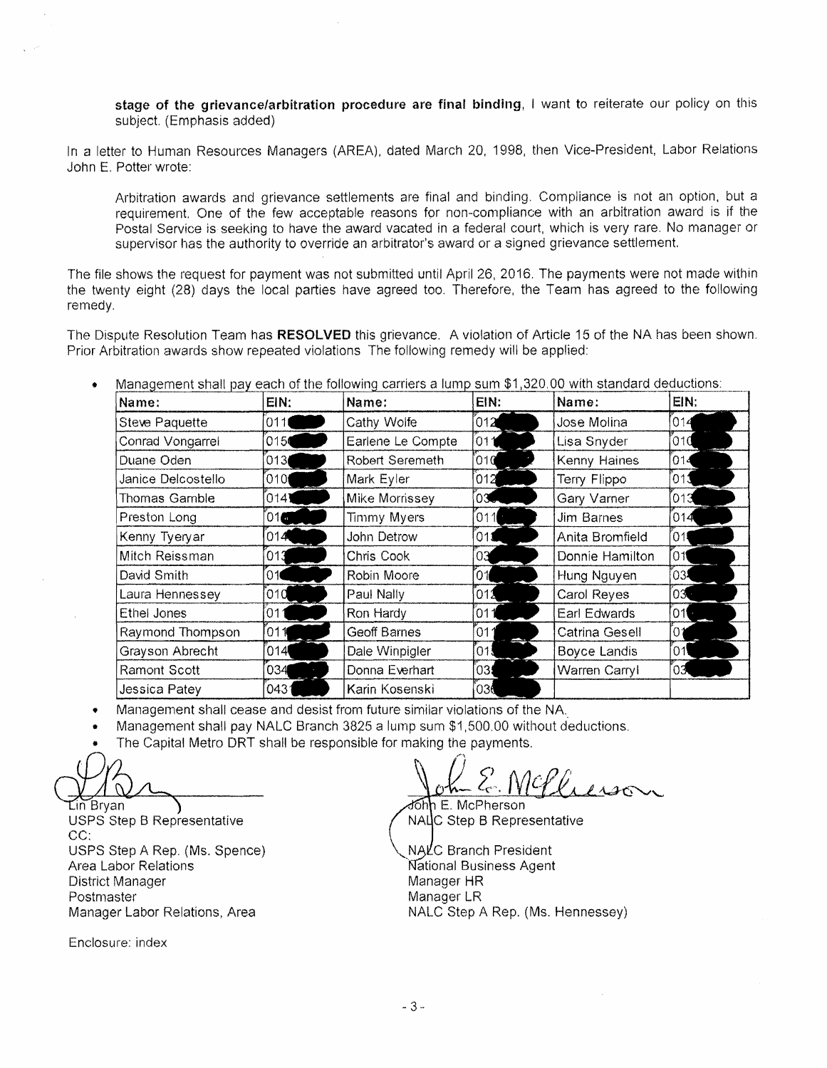**stage of the grievance/arbitration procedure are final binding**, I want to reiterate our policy on this subject. (Emphasis added)

In a letter to Human Resources Managers (AREA), dated March 20, 1998, then Vice-President, Labor Relations John E. Potter wrote:

> Arbitration awards and grievance settlements are final and binding. Compliance is not an option, but a requirement. One of the few acceptable reasons for non-compliance with an arbitration award is if the Postal Service is seeking to have the award vacated in a federal court, which is very rare. No manager or supervisor has the authority to override an arbitrator's award or a signed grievance settlement.

The file shows the request for payment was not submitted until April 26, 2016. The payments were not made within the twenty eight (28) days the local parties have agreed too. Therefore, the Team has agreed to the following remedy.

The Dispute Resolution Team has **RESOLVED** this grievance. A violation of Article 15 of the NA has been shown. Prior Arbitration awards show repeated violations The following remedy will be applied:

- Management shall pay each of the following carriers a lump sum $1,320.00 with standard deductions:

| Name: | EIN: | Name: | EIN: | Name: | EIN: |
|---|---|---|---|---|---|
| Steve Paquette | 011 | Cathy Wolfe | 012 | Jose Molina | 014 |
| Conrad Vongarrel | 015 | Earlene Le Compte | 01 | Lisa Snyder | 010 |
| Duane Oden | 013 | Robert Seremeth | 010 | Kenny Haines | 01 |
| Janice Delcostello | 010 | Mark Eyler | 012 | Terry Flippo | 01 |
| Thomas Gamble | 014 | Mike Morrissey | 03 | Gary Varner | 013 |
| Preston Long | 01 | Timmy Myers | 011 | Jim Barnes | 014 |
| Kenny Tyeryar | 014 | John Detrow | 01 | Anita Bromfield | 01 |
| Mitch Reissman | 01 | Chris Cook | 03 | Donnie Hamilton | 01 |
| David Smith | 01 | Robin Moore | 01 | Hung Nguyen | 03 |
| Laura Hennessey | 010 | Paul Nally | 01 | Carol Reyes | 03 |
| Ethel Jones | 01 | Ron Hardy | 01 | Earl Edwards | 01 |
| Raymond Thompson | 01 | Geoff Barnes | 01 | Catrina Gesell | 0 |
| Grayson Abrecht | 014 | Dale Winpigler | 01 | Boyce Landis | 01 |
| Ramont Scott | 034 | Donna Everhart | 03 | Warren Carryl | 03 |
| Jessica Patey | 043 | Karin Kosenski | 03 | | |

- Management shall cease and desist from future similar violations of the NA.
- Management shall pay NALC Branch 3825 a lump sum $1,500.00 without deductions.
- The Capital Metro DRT shall be responsible for making the payments.

Lin Bryan
USPS Step B Representative

John E. McPherson
NALC Step B Representative

CC:
USPS Step A Rep. (Ms. Spence)
Area Labor Relations
District Manager
Postmaster
Manager Labor Relations, Area

NALC Branch President
National Business Agent
Manager HR
Manager LR
NALC Step A Rep. (Ms. Hennessey)

Enclosure: index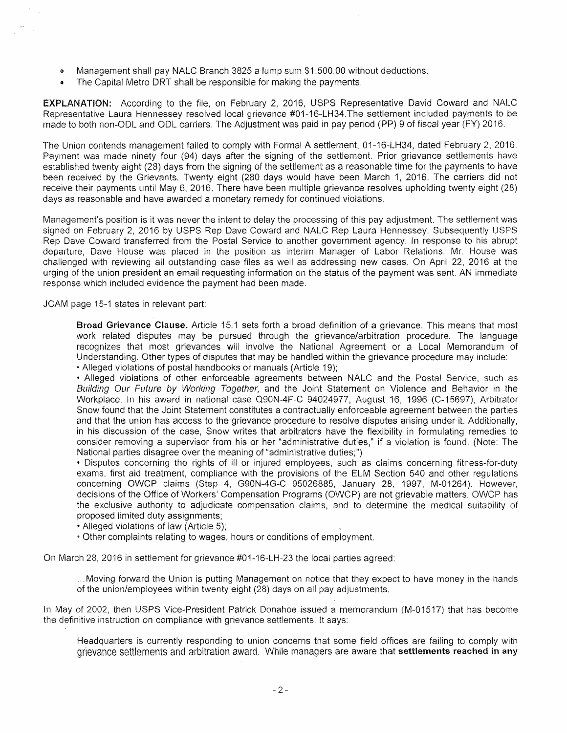- Management shall pay NALC Branch 3825 a lump sum $1,500.00 without deductions.
- The Capital Metro DRT shall be responsible for making the payments.

**EXPLANATION:** According to the file, on February 2, 2016, USPS Representative David Coward and NALC Representative Laura Hennessey resolved local grievance #01-16-LH34.The settlement included payments to be made to both non-ODL and ODL carriers. The Adjustment was paid in pay period (PP) 9 of fiscal year (FY) 2016.

The Union contends management failed to comply with Formal A settlement, 01-16-LH34, dated February 2, 2016. Payment was made ninety four (94) days after the signing of the settlement. Prior grievance settlements have established twenty eight (28) days from the signing of the settlement as a reasonable time for the payments to have been received by the Grievants. Twenty eight (280 days would have been March 1, 2016. The carriers did not receive their payments until May 6, 2016. There have been multiple grievance resolves upholding twenty eight (28) days as reasonable and have awarded a monetary remedy for continued violations.

Management's position is it was never the intent to delay the processing of this pay adjustment. The settlement was signed on February 2, 2016 by USPS Rep Dave Coward and NALC Rep Laura Hennessey. Subsequently USPS Rep Dave Coward transferred from the Postal Service to another government agency. In response to his abrupt departure, Dave House was placed in the position as interim Manager of Labor Relations. Mr. House was challenged with reviewing all outstanding case files as well as addressing new cases. On April 22, 2016 at the urging of the union president an email requesting information on the status of the payment was sent. AN immediate response which included evidence the payment had been made.

JCAM page 15-1 states in relevant part:

> **Broad Grievance Clause.** Article 15.1 sets forth a broad definition of a grievance. This means that most work related disputes may be pursued through the grievance/arbitration procedure. The language recognizes that most grievances will involve the National Agreement or a Local Memorandum of Understanding. Other types of disputes that may be handled within the grievance procedure may include:
>
> • Alleged violations of postal handbooks or manuals (Article 19);
>
> • Alleged violations of other enforceable agreements between NALC and the Postal Service, such as *Building Our Future by Working Together,* and the Joint Statement on Violence and Behavior in the Workplace. In his award in national case Q90N-4F-C 94024977, August 16, 1996 (C-15697), Arbitrator Snow found that the Joint Statement constitutes a contractually enforceable agreement between the parties and that the union has access to the grievance procedure to resolve disputes arising under it. Additionally, in his discussion of the case, Snow writes that arbitrators have the flexibility in formulating remedies to consider removing a supervisor from his or her "administrative duties," if a violation is found. (Note: The National parties disagree over the meaning of "administrative duties;")
>
> • Disputes concerning the rights of ill or injured employees, such as claims concerning fitness-for-duty exams, first aid treatment, compliance with the provisions of the ELM Section 540 and other regulations concerning OWCP claims (Step 4, G90N-4G-C 95026885, January 28, 1997, M-01264). However, decisions of the Office of Workers' Compensation Programs (OWCP) are not grievable matters. OWCP has the exclusive authority to adjudicate compensation claims, and to determine the medical suitability of proposed limited duty assignments;
>
> • Alleged violations of law (Article 5);
>
> • Other complaints relating to wages, hours or conditions of employment.

On March 28, 2016 in settlement for grievance #01-16-LH-23 the local parties agreed:

> ...Moving forward the Union is putting Management on notice that they expect to have money in the hands of the union/employees within twenty eight (28) days on all pay adjustments.

In May of 2002, then USPS Vice-President Patrick Donahoe issued a memorandum (M-01517) that has become the definitive instruction on compliance with grievance settlements. It says:

> Headquarters is currently responding to union concerns that some field offices are failing to comply with grievance settlements and arbitration award. While managers are aware that **settlements reached in any**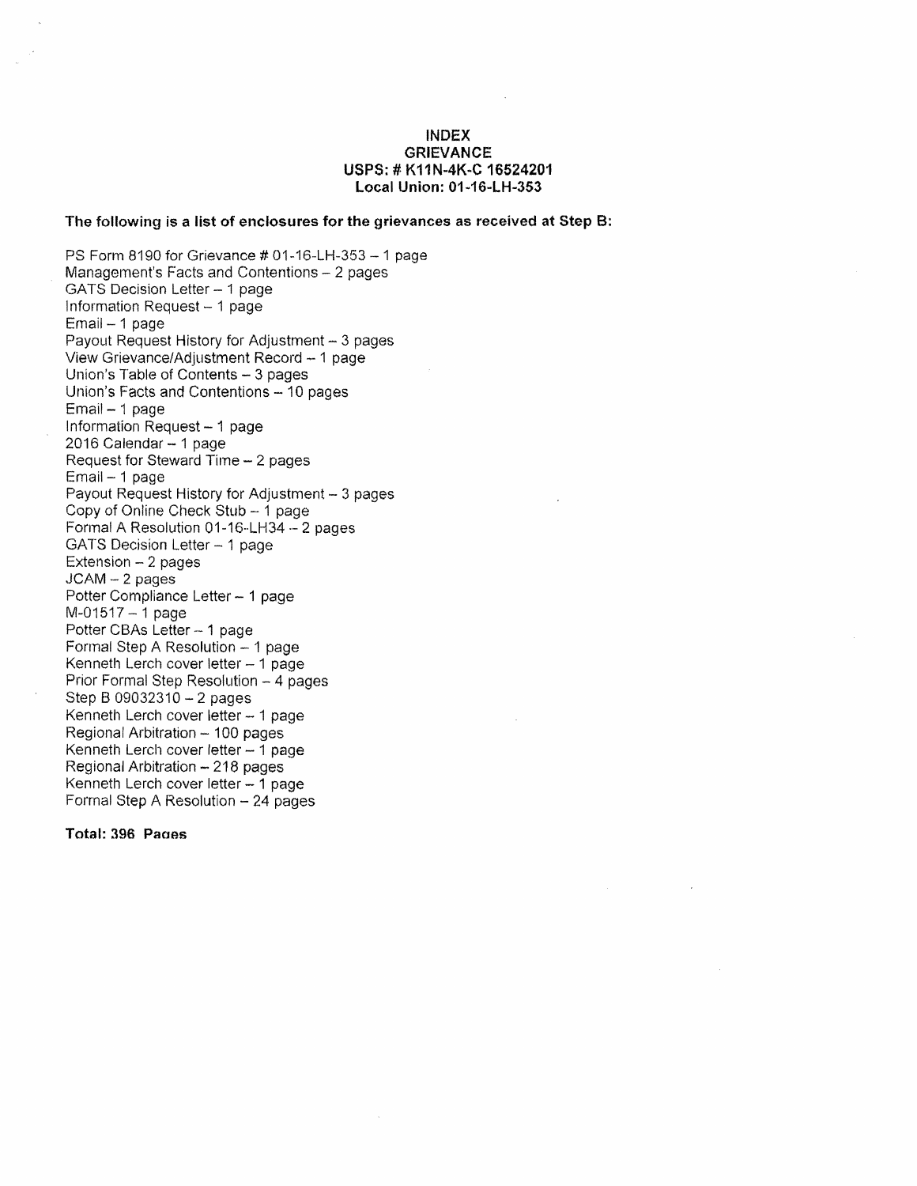**INDEX**
**GRIEVANCE**
**USPS: # K11N-4K-C 16524201**
**Local Union: 01-16-LH-353**

**The following is a list of enclosures for the grievances as received at Step B:**

PS Form 8190 for Grievance # 01-16-LH-353 – 1 page
Management's Facts and Contentions – 2 pages
GATS Decision Letter – 1 page
Information Request – 1 page
Email – 1 page
Payout Request History for Adjustment – 3 pages
View Grievance/Adjustment Record – 1 page
Union's Table of Contents – 3 pages
Union's Facts and Contentions – 10 pages
Email – 1 page
Information Request – 1 page
2016 Calendar – 1 page
Request for Steward Time – 2 pages
Email – 1 page
Payout Request History for Adjustment – 3 pages
Copy of Online Check Stub – 1 page
Formal A Resolution 01-16-LH34 – 2 pages
GATS Decision Letter – 1 page
Extension – 2 pages
JCAM – 2 pages
Potter Compliance Letter – 1 page
M-01517 – 1 page
Potter CBAs Letter – 1 page
Formal Step A Resolution – 1 page
Kenneth Lerch cover letter – 1 page
Prior Formal Step Resolution – 4 pages
Step B 09032310 – 2 pages
Kenneth Lerch cover letter – 1 page
Regional Arbitration – 100 pages
Kenneth Lerch cover letter – 1 page
Regional Arbitration – 218 pages
Kenneth Lerch cover letter – 1 page
Formal Step A Resolution – 24 pages

**Total: 396 Pages**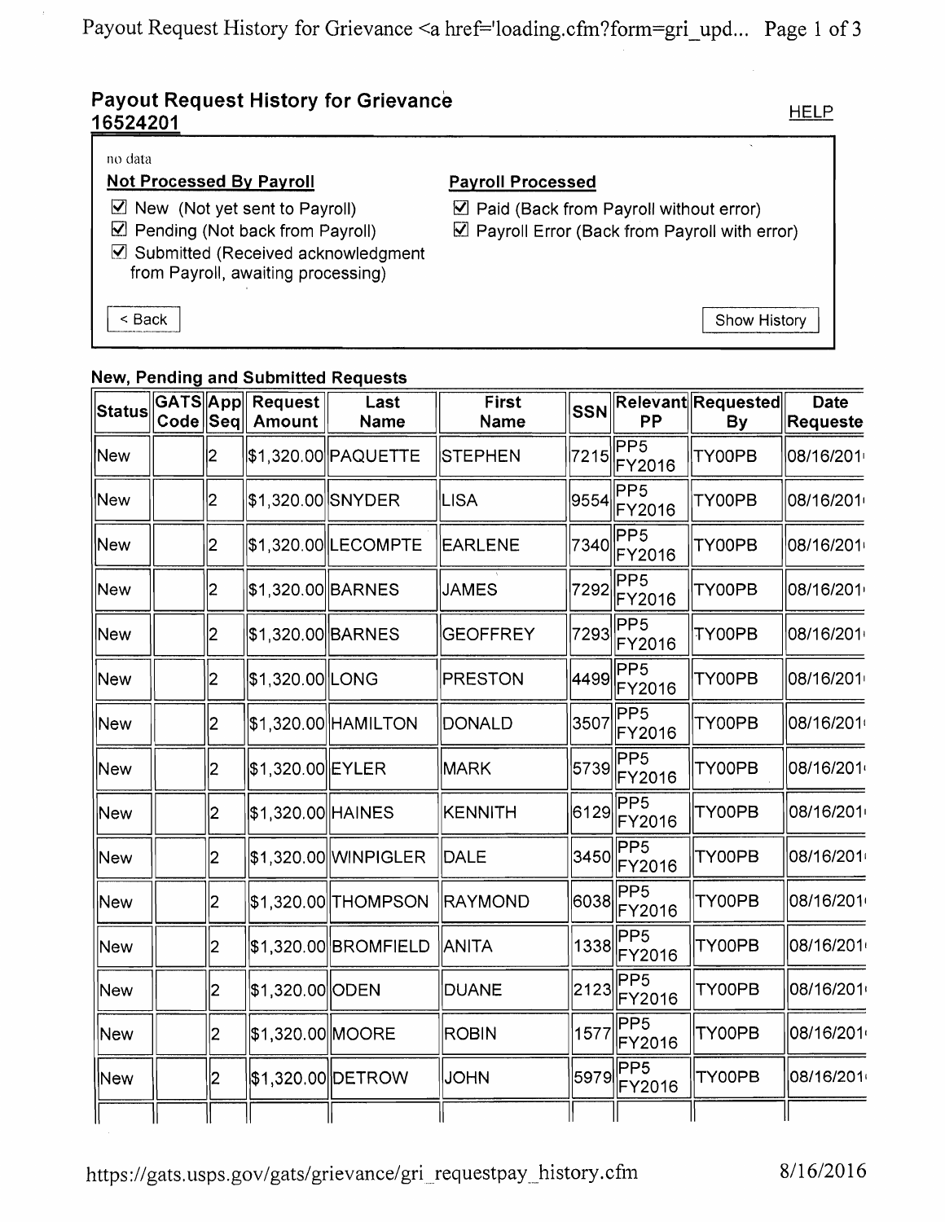## Payout Request History for Grievance 16524201

HELP

no data

**Not Processed By Payroll**

- ☑ New (Not yet sent to Payroll)
- ☑ Pending (Not back from Payroll)
- ☑ Submitted (Received acknowledgment from Payroll, awaiting processing)

**Payroll Processed**

- ☑ Paid (Back from Payroll without error)
- ☑ Payroll Error (Back from Payroll with error)

< Back

Show History

### New, Pending and Submitted Requests

| Status | GATS Code | App Seq | Request Amount | Last Name | First Name | SSN | Relevant PP | Requested By | Date Requeste |
|---|---|---|---|---|---|---|---|---|---|
| New | | 2 | $1,320.00 | PAQUETTE | STEPHEN | 7215 | PP5 FY2016 | TY00PB | 08/16/201 |
| New | | 2 | $1,320.00 | SNYDER | LISA | 9554 | PP5 FY2016 | TY00PB | 08/16/201 |
| New | | 2 | $1,320.00 | LECOMPTE | EARLENE | 7340 | PP5 FY2016 | TY00PB | 08/16/201 |
| New | | 2 | $1,320.00 | BARNES | JAMES | 7292 | PP5 FY2016 | TY00PB | 08/16/201 |
| New | | 2 | $1,320.00 | BARNES | GEOFFREY | 7293 | PP5 FY2016 | TY00PB | 08/16/201 |
| New | | 2 | $1,320.00 | LONG | PRESTON | 4499 | PP5 FY2016 | TY00PB | 08/16/201 |
| New | | 2 | $1,320.00 | HAMILTON | DONALD | 3507 | PP5 FY2016 | TY00PB | 08/16/201 |
| New | | 2 | $1,320.00 | EYLER | MARK | 5739 | PP5 FY2016 | TY00PB | 08/16/201 |
| New | | 2 | $1,320.00 | HAINES | KENNITH | 6129 | PP5 FY2016 | TY00PB | 08/16/201 |
| New | | 2 | $1,320.00 | WINPIGLER | DALE | 3450 | PP5 FY2016 | TY00PB | 08/16/201 |
| New | | 2 | $1,320.00 | THOMPSON | RAYMOND | 6038 | PP5 FY2016 | TY00PB | 08/16/201 |
| New | | 2 | $1,320.00 | BROMFIELD | ANITA | 1338 | PP5 FY2016 | TY00PB | 08/16/201 |
| New | | 2 | $1,320.00 | ODEN | DUANE | 2123 | PP5 FY2016 | TY00PB | 08/16/201 |
| New | | 2 | $1,320.00 | MOORE | ROBIN | 1577 | PP5 FY2016 | TY00PB | 08/16/201 |
| New | | 2 | $1,320.00 | DETROW | JOHN | 5979 | PP5 FY2016 | TY00PB | 08/16/201 |
| | | | | | | | | | |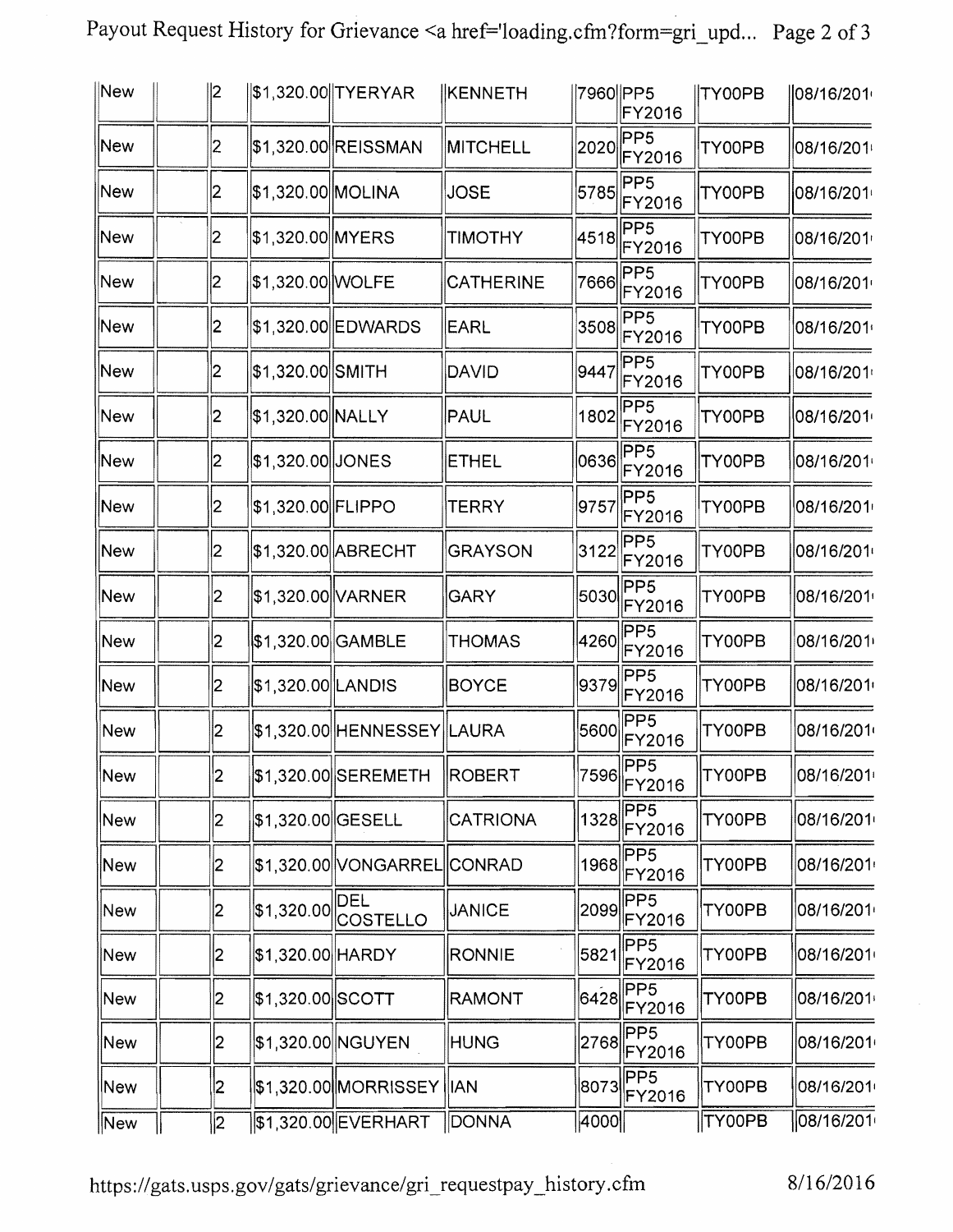| | | | | | | | | |
|---|---|---|---|---|---|---|---|---|
| New | | 2 | $1,320.00 | TYERYAR | KENNETH | 7960 | PP5 FY2016 | TY00PB | 08/16/201 |
| New | | 2 | $1,320.00 | REISSMAN | MITCHELL | 2020 | PP5 FY2016 | TY00PB | 08/16/201 |
| New | | 2 | $1,320.00 | MOLINA | JOSE | 5785 | PP5 FY2016 | TY00PB | 08/16/201 |
| New | | 2 | $1,320.00 | MYERS | TIMOTHY | 4518 | PP5 FY2016 | TY00PB | 08/16/201 |
| New | | 2 | $1,320.00 | WOLFE | CATHERINE | 7666 | PP5 FY2016 | TY00PB | 08/16/201 |
| New | | 2 | $1,320.00 | EDWARDS | EARL | 3508 | PP5 FY2016 | TY00PB | 08/16/201 |
| New | | 2 | $1,320.00 | SMITH | DAVID | 9447 | PP5 FY2016 | TY00PB | 08/16/201 |
| New | | 2 | $1,320.00 | NALLY | PAUL | 1802 | PP5 FY2016 | TY00PB | 08/16/201 |
| New | | 2 | $1,320.00 | JONES | ETHEL | 0636 | PP5 FY2016 | TY00PB | 08/16/201 |
| New | | 2 | $1,320.00 | FLIPPO | TERRY | 9757 | PP5 FY2016 | TY00PB | 08/16/201 |
| New | | 2 | $1,320.00 | ABRECHT | GRAYSON | 3122 | PP5 FY2016 | TY00PB | 08/16/201 |
| New | | 2 | $1,320.00 | VARNER | GARY | 5030 | PP5 FY2016 | TY00PB | 08/16/201 |
| New | | 2 | $1,320.00 | GAMBLE | THOMAS | 4260 | PP5 FY2016 | TY00PB | 08/16/201 |
| New | | 2 | $1,320.00 | LANDIS | BOYCE | 9379 | PP5 FY2016 | TY00PB | 08/16/201 |
| New | | 2 | $1,320.00 | HENNESSEY | LAURA | 5600 | PP5 FY2016 | TY00PB | 08/16/201 |
| New | | 2 | $1,320.00 | SEREMETH | ROBERT | 7596 | PP5 FY2016 | TY00PB | 08/16/201 |
| New | | 2 | $1,320.00 | GESELL | CATRIONA | 1328 | PP5 FY2016 | TY00PB | 08/16/201 |
| New | | 2 | $1,320.00 | VONGARREL | CONRAD | 1968 | PP5 FY2016 | TY00PB | 08/16/201 |
| New | | 2 | $1,320.00 | DEL COSTELLO | JANICE | 2099 | PP5 FY2016 | TY00PB | 08/16/201 |
| New | | 2 | $1,320.00 | HARDY | RONNIE | 5821 | PP5 FY2016 | TY00PB | 08/16/201 |
| New | | 2 | $1,320.00 | SCOTT | RAMONT | 6428 | PP5 FY2016 | TY00PB | 08/16/201 |
| New | | 2 | $1,320.00 | NGUYEN | HUNG | 2768 | PP5 FY2016 | TY00PB | 08/16/201 |
| New | | 2 | $1,320.00 | MORRISSEY | IAN | 8073 | PP5 FY2016 | TY00PB | 08/16/201 |
| New | | 2 | $1,320.00 | EVERHART | DONNA | 4000 | | TY00PB | 08/16/201 |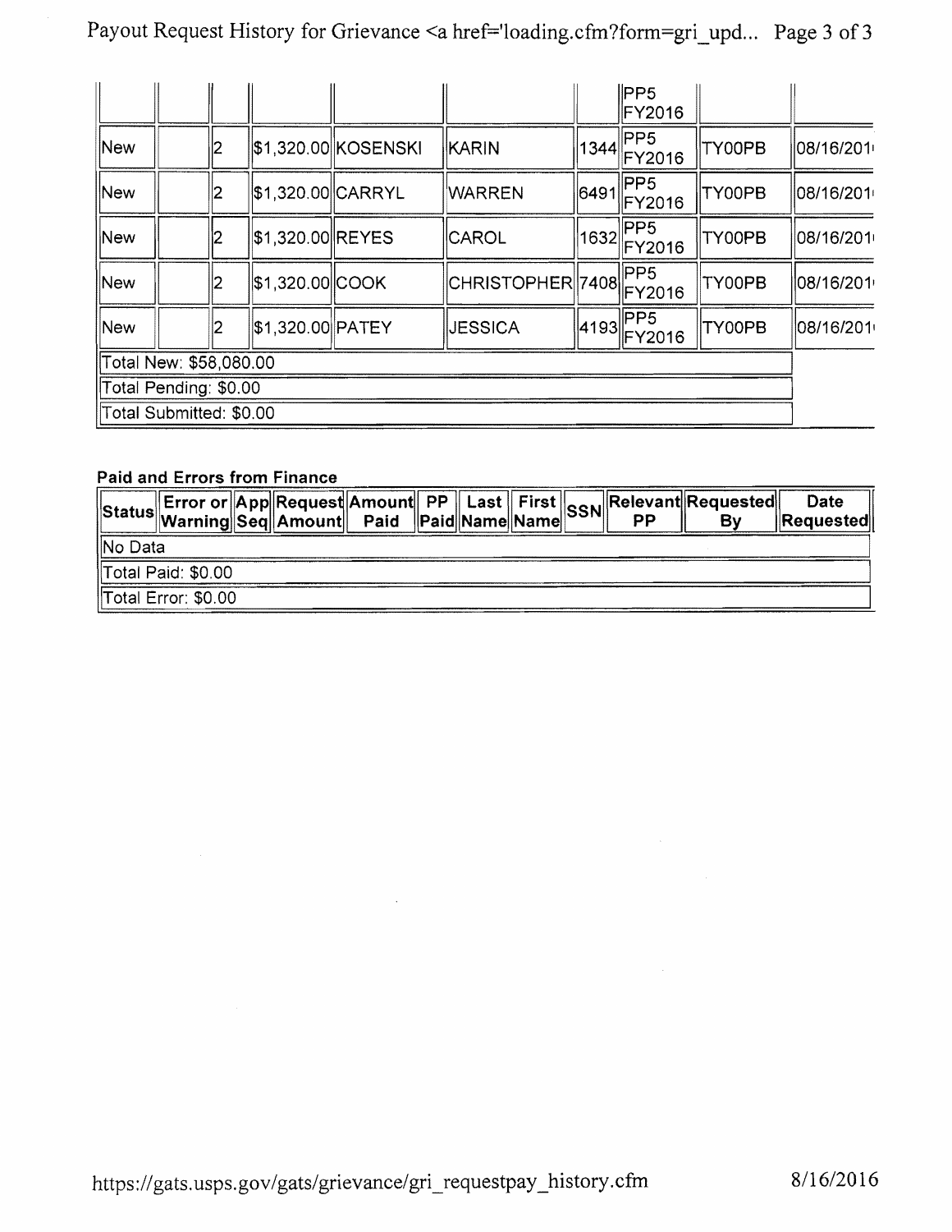| | | | | | | | | | |
|---|---|---|---|---|---|---|---|---|---|
| | | | | | | | PP5 FY2016 | | |
| New | | 2 | $1,320.00 | KOSENSKI | KARIN | 1344 | PP5 FY2016 | TY00PB | 08/16/201 |
| New | | 2 | $1,320.00 | CARRYL | WARREN | 6491 | PP5 FY2016 | TY00PB | 08/16/201 |
| New | | 2 | $1,320.00 | REYES | CAROL | 1632 | PP5 FY2016 | TY00PB | 08/16/201 |
| New | | 2 | $1,320.00 | COOK | CHRISTOPHER | 7408 | PP5 FY2016 | TY00PB | 08/16/201 |
| New | | 2 | $1,320.00 | PATEY | JESSICA | 4193 | PP5 FY2016 | TY00PB | 08/16/201 |
| Total New: $58,080.00 | | | | | | | | | |
| Total Pending: $0.00 | | | | | | | | | |
| Total Submitted: $0.00 | | | | | | | | | |

**Paid and Errors from Finance**

| Status | Error or Warning | App Seq | Request Amount | Amount Paid | PP Paid | Last Name | First Name | SSN | Relevant PP | Requested By | Date Requested |
|---|---|---|---|---|---|---|---|---|---|---|---|
| No Data | | | | | | | | | | | |
| Total Paid: $0.00 | | | | | | | | | | | |
| Total Error: $0.00 | | | | | | | | | | | |